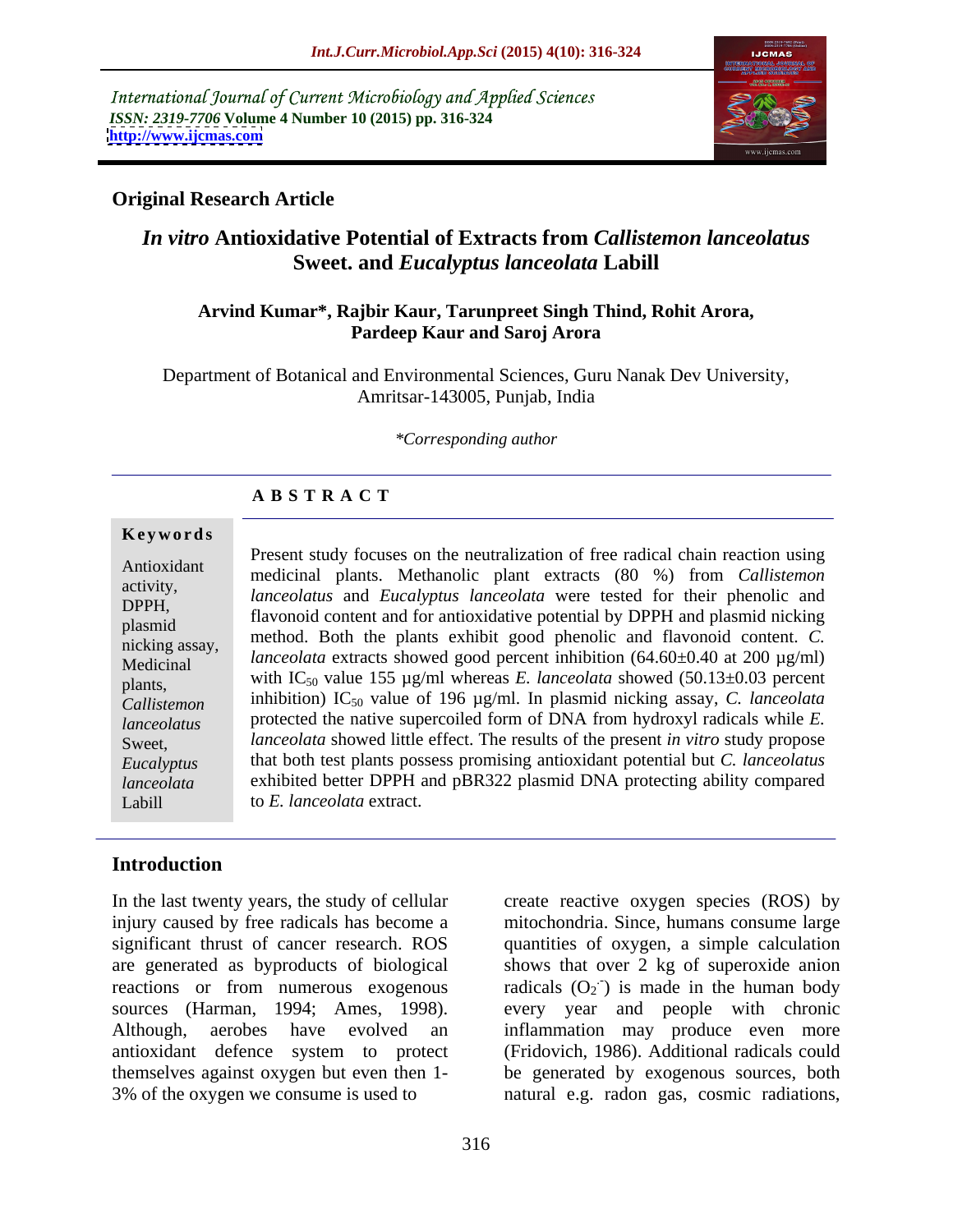International Journal of Current Microbiology and Applied Sciences
*ISSN: 2319-7706* **Volume 4 Number 10 (2015) pp. 316-324**
**http://www.ijcmas.com**

## Original Research Article

# *In vitro* Antioxidative Potential of Extracts from *Callistemon lanceolatus* Sweet. and *Eucalyptus lanceolata* Labill

**Arvind Kumar\*, Rajbir Kaur, Tarunpreet Singh Thind, Rohit Arora, Pardeep Kaur and Saroj Arora**

Department of Botanical and Environmental Sciences, Guru Nanak Dev University, Amritsar-143005, Punjab, India

*\*Corresponding author*

**A B S T R A C T**

**Keywords**

Antioxidant activity, DPPH, plasmid nicking assay, Medicinal plants, *Callistemon lanceolatus* Sweet, *Eucalyptus lanceolata* Labill

Present study focuses on the neutralization of free radical chain reaction using medicinal plants. Methanolic plant extracts (80 %) from *Callistemon lanceolatus* and *Eucalyptus lanceolata* were tested for their phenolic and flavonoid content and for antioxidative potential by DPPH and plasmid nicking method. Both the plants exhibit good phenolic and flavonoid content. *C. lanceolata* extracts showed good percent inhibition (64.60±0.40 at 200 µg/ml) with $IC_{50}$ value 155 µg/ml whereas *E. lanceolata* showed (50.13±0.03 percent inhibition) $IC_{50}$ value of 196 µg/ml. In plasmid nicking assay, *C. lanceolata* protected the native supercoiled form of DNA from hydroxyl radicals while *E. lanceolata* showed little effect. The results of the present *in vitro* study propose that both test plants possess promising antioxidant potential but *C. lanceolatus* exhibited better DPPH and pBR322 plasmid DNA protecting ability compared to *E. lanceolata* extract.

## Introduction

In the last twenty years, the study of cellular injury caused by free radicals has become a significant thrust of cancer research. ROS are generated as byproducts of biological reactions or from numerous exogenous sources (Harman, 1994; Ames, 1998). Although, aerobes have evolved an antioxidant defence system to protect themselves against oxygen but even then 1-3% of the oxygen we consume is used to create reactive oxygen species (ROS) by mitochondria. Since, humans consume large quantities of oxygen, a simple calculation shows that over 2 kg of superoxide anion radicals ($O_2^{\cdot-}$) is made in the human body every year and people with chronic inflammation may produce even more (Fridovich, 1986). Additional radicals could be generated by exogenous sources, both natural e.g. radon gas, cosmic radiations,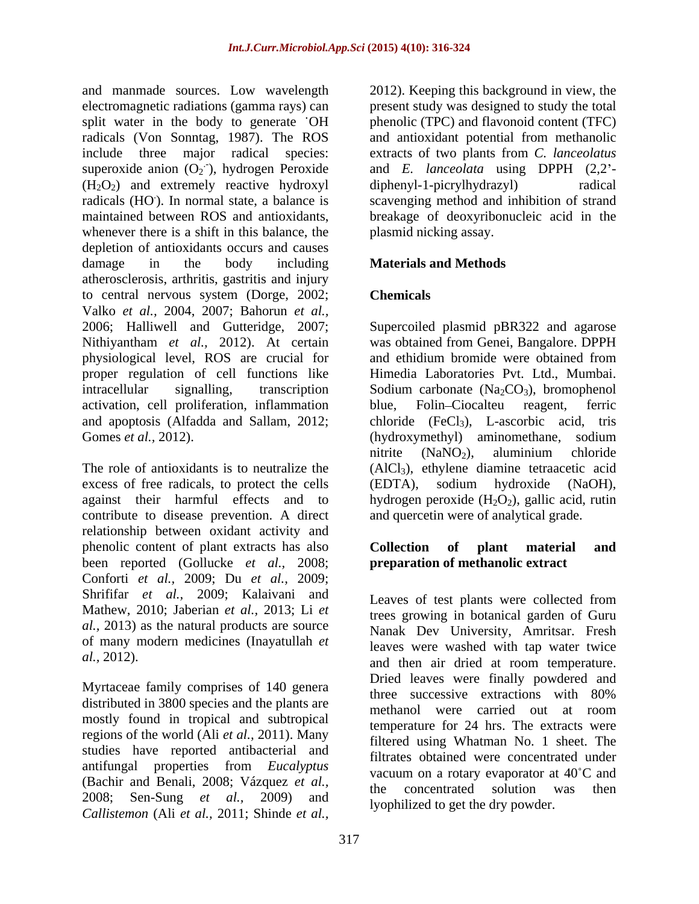and manmade sources. Low wavelength electromagnetic radiations (gamma rays) can split water in the body to generate ˙OH radicals (Von Sonntag, 1987). The ROS include three major radical species: superoxide anion ($O_2^{.-}$), hydrogen Peroxide ($H_2O_2$) and extremely reactive hydroxyl radicals ($HO^.$). In normal state, a balance is maintained between ROS and antioxidants, whenever there is a shift in this balance, the depletion of antioxidants occurs and causes damage in the body including atherosclerosis, arthritis, gastritis and injury to central nervous system (Dorge, 2002; Valko *et al.,* 2004, 2007; Bahorun *et al.,* 2006; Halliwell and Gutteridge, 2007; Nithiyantham *et al.,* 2012). At certain physiological level, ROS are crucial for proper regulation of cell functions like intracellular signalling, transcription activation, cell proliferation, inflammation and apoptosis (Alfadda and Sallam, 2012; Gomes *et al.,* 2012).

The role of antioxidants is to neutralize the excess of free radicals, to protect the cells against their harmful effects and to contribute to disease prevention. A direct relationship between oxidant activity and phenolic content of plant extracts has also been reported (Gollucke *et al.,* 2008; Conforti *et al.,* 2009; Du *et al.,* 2009; Shrififar *et al.,* 2009; Kalaivani and Mathew, 2010; Jaberian *et al.,* 2013; Li *et al.,* 2013) as the natural products are source of many modern medicines (Inayatullah *et al.,* 2012).

Myrtaceae family comprises of 140 genera distributed in 3800 species and the plants are mostly found in tropical and subtropical regions of the world (Ali *et al.,* 2011). Many studies have reported antibacterial and antifungal properties from *Eucalyptus* (Bachir and Benali, 2008; Vázquez *et al.,* 2008; Sen-Sung *et al.,* 2009) and *Callistemon* (Ali *et al.,* 2011; Shinde *et al.,* 2012). Keeping this background in view, the present study was designed to study the total phenolic (TPC) and flavonoid content (TFC) and antioxidant potential from methanolic extracts of two plants from *C. lanceolatus* and *E. lanceolata* using DPPH (2,2'-diphenyl-1-picrylhydrazyl) radical scavenging method and inhibition of strand breakage of deoxyribonucleic acid in the plasmid nicking assay.

## Materials and Methods

### Chemicals

Supercoiled plasmid pBR322 and agarose was obtained from Genei, Bangalore. DPPH and ethidium bromide were obtained from Himedia Laboratories Pvt. Ltd., Mumbai. Sodium carbonate ($Na_2CO_3$), bromophenol blue, Folin–Ciocalteu reagent, ferric chloride ($FeCl_3$), L-ascorbic acid, tris (hydroxymethyl) aminomethane, sodium nitrite ($NaNO_2$), aluminium chloride ($AlCl_3$), ethylene diamine tetraacetic acid (EDTA), sodium hydroxide (NaOH), hydrogen peroxide ($H_2O_2$), gallic acid, rutin and quercetin were of analytical grade.

### Collection of plant material and preparation of methanolic extract

Leaves of test plants were collected from trees growing in botanical garden of Guru Nanak Dev University, Amritsar. Fresh leaves were washed with tap water twice and then air dried at room temperature. Dried leaves were finally powdered and three successive extractions with 80% methanol were carried out at room temperature for 24 hrs. The extracts were filtered using Whatman No. 1 sheet. The filtrates obtained were concentrated under vacuum on a rotary evaporator at 40˚C and the concentrated solution was then lyophilized to get the dry powder.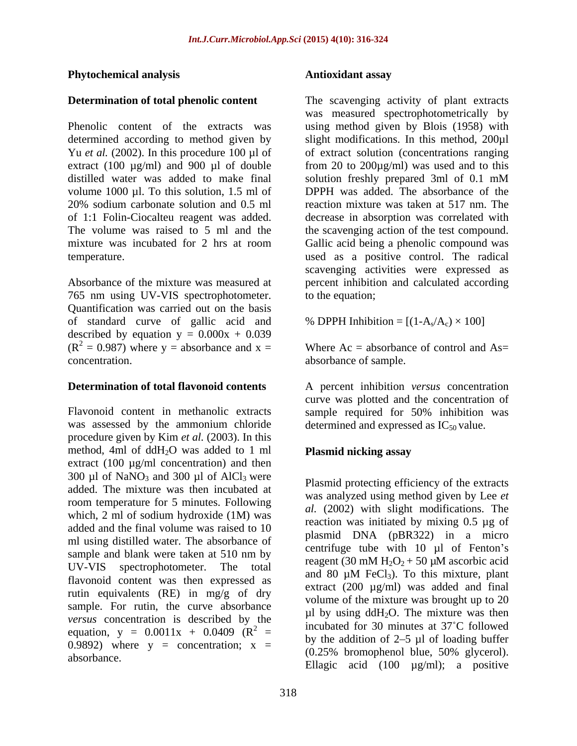### Phytochemical analysis

#### Determination of total phenolic content

Phenolic content of the extracts was determined according to method given by Yu *et al.* (2002). In this procedure 100 µl of extract (100 µg/ml) and 900 µl of double distilled water was added to make final volume 1000 µl. To this solution, 1.5 ml of 20% sodium carbonate solution and 0.5 ml of 1:1 Folin-Ciocalteu reagent was added. The volume was raised to 5 ml and the mixture was incubated for 2 hrs at room temperature.

Absorbance of the mixture was measured at 765 nm using UV-VIS spectrophotometer. Quantification was carried out on the basis of standard curve of gallic acid and described by equation $y = 0.000x + 0.039$ ($R^2 = 0.987$) where y = absorbance and x = concentration.

#### Determination of total flavonoid contents

Flavonoid content in methanolic extracts was assessed by the ammonium chloride procedure given by Kim *et al.* (2003). In this method, 4ml of $ddH_2O$ was added to 1 ml extract (100 µg/ml concentration) and then 300 µl of $NaNO_3$ and 300 µl of $AlCl_3$ were added. The mixture was then incubated at room temperature for 5 minutes. Following which, 2 ml of sodium hydroxide (1M) was added and the final volume was raised to 10 ml using distilled water. The absorbance of sample and blank were taken at 510 nm by UV-VIS spectrophotometer. The total flavonoid content was then expressed as rutin equivalents (RE) in mg/g of dry sample. For rutin, the curve absorbance *versus* concentration is described by the equation, $y = 0.0011x + 0.0409$ ($R^2 = 0.9892$) where y = concentration; x = absorbance.

### Antioxidant assay

The scavenging activity of plant extracts was measured spectrophotometrically by using method given by Blois (1958) with slight modifications. In this method, 200µl of extract solution (concentrations ranging from 20 to 200µg/ml) was used and to this solution freshly prepared 3ml of 0.1 mM DPPH was added. The absorbance of the reaction mixture was taken at 517 nm. The decrease in absorption was correlated with the scavenging action of the test compound. Gallic acid being a phenolic compound was used as a positive control. The radical scavenging activities were expressed as percent inhibition and calculated according to the equation;

$$\% \text{ DPPH Inhibition} = [(1-A_s/A_c) \times 100]$$

Where $A_c$ = absorbance of control and $A_s$= absorbance of sample.

A percent inhibition *versus* concentration curve was plotted and the concentration of sample required for 50% inhibition was determined and expressed as $IC_{50}$ value.

### Plasmid nicking assay

Plasmid protecting efficiency of the extracts was analyzed using method given by Lee *et al.* (2002) with slight modifications. The reaction was initiated by mixing 0.5 µg of plasmid DNA (pBR322) in a micro centrifuge tube with 10 µl of Fenton's reagent (30 mM $H_2O_2$ + 50 µM ascorbic acid and 80 µM $FeCl_3$). To this mixture, plant extract (200 µg/ml) was added and final volume of the mixture was brought up to 20 µl by using $ddH_2O$. The mixture was then incubated for 30 minutes at 37˚C followed by the addition of 2–5 µl of loading buffer (0.25% bromophenol blue, 50% glycerol). Ellagic acid (100 µg/ml); a positive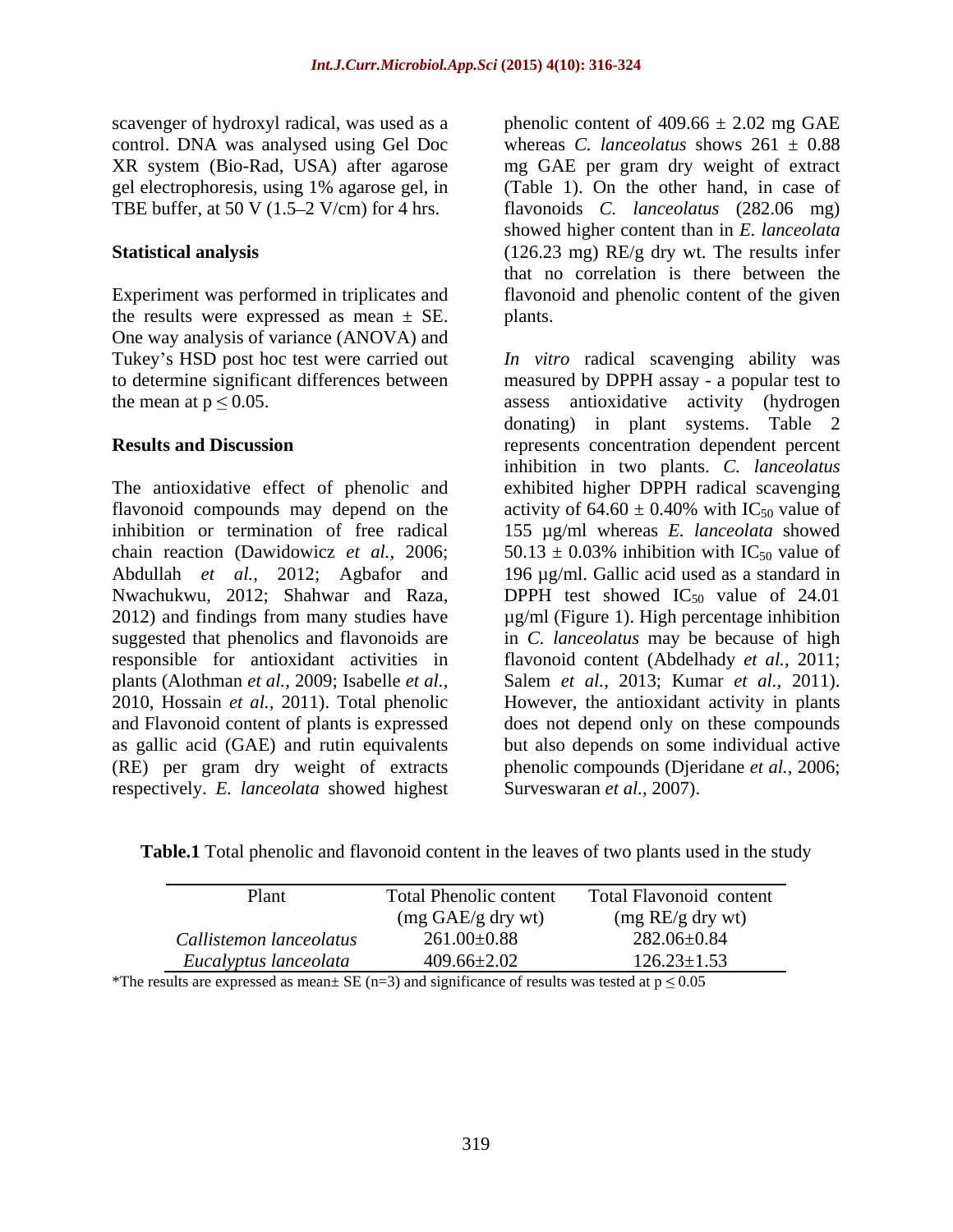scavenger of hydroxyl radical, was used as a control. DNA was analysed using Gel Doc XR system (Bio-Rad, USA) after agarose gel electrophoresis, using 1% agarose gel, in TBE buffer, at 50 V (1.5–2 V/cm) for 4 hrs.

### Statistical analysis

Experiment was performed in triplicates and the results were expressed as mean ± SE. One way analysis of variance (ANOVA) and Tukey's HSD post hoc test were carried out to determine significant differences between the mean at $p \leq 0.05$.

## Results and Discussion

The antioxidative effect of phenolic and flavonoid compounds may depend on the inhibition or termination of free radical chain reaction (Dawidowicz *et al.,* 2006; Abdullah *et al.,* 2012; Agbafor and Nwachukwu, 2012; Shahwar and Raza, 2012) and findings from many studies have suggested that phenolics and flavonoids are responsible for antioxidant activities in plants (Alothman *et al.,* 2009; Isabelle *et al.,* 2010, Hossain *et al.,* 2011). Total phenolic and Flavonoid content of plants is expressed as gallic acid (GAE) and rutin equivalents (RE) per gram dry weight of extracts respectively. *E. lanceolata* showed highest phenolic content of 409.66 ± 2.02 mg GAE whereas *C. lanceolatus* shows 261 ± 0.88 mg GAE per gram dry weight of extract (Table 1). On the other hand, in case of flavonoids *C. lanceolatus* (282.06 mg) showed higher content than in *E. lanceolata* (126.23 mg) RE/g dry wt. The results infer that no correlation is there between the flavonoid and phenolic content of the given plants.

*In vitro* radical scavenging ability was measured by DPPH assay - a popular test to assess antioxidative activity (hydrogen donating) in plant systems. Table 2 represents concentration dependent percent inhibition in two plants. *C. lanceolatus* exhibited higher DPPH radical scavenging activity of 64.60 ± 0.40% with $IC_{50}$ value of 155 µg/ml whereas *E. lanceolata* showed 50.13 ± 0.03% inhibition with $IC_{50}$ value of 196 µg/ml. Gallic acid used as a standard in DPPH test showed $IC_{50}$ value of 24.01 µg/ml (Figure 1). High percentage inhibition in *C. lanceolatus* may be because of high flavonoid content (Abdelhady *et al.,* 2011; Salem *et al.,* 2013; Kumar *et al.,* 2011). However, the antioxidant activity in plants does not depend only on these compounds but also depends on some individual active phenolic compounds (Djeridane *et al.,* 2006; Surveswaran *et al.,* 2007).

**Table.1** Total phenolic and flavonoid content in the leaves of two plants used in the study

| Plant | Total Phenolic content (mg GAE/g dry wt) | Total Flavonoid content (mg RE/g dry wt) |
|---|---|---|
| *Callistemon lanceolatus* | 261.00±0.88 | 282.06±0.84 |
| *Eucalyptus lanceolata* | 409.66±2.02 | 126.23±1.53 |

*The results are expressed as mean± SE (n=3) and significance of results was tested at $p \leq 0.05$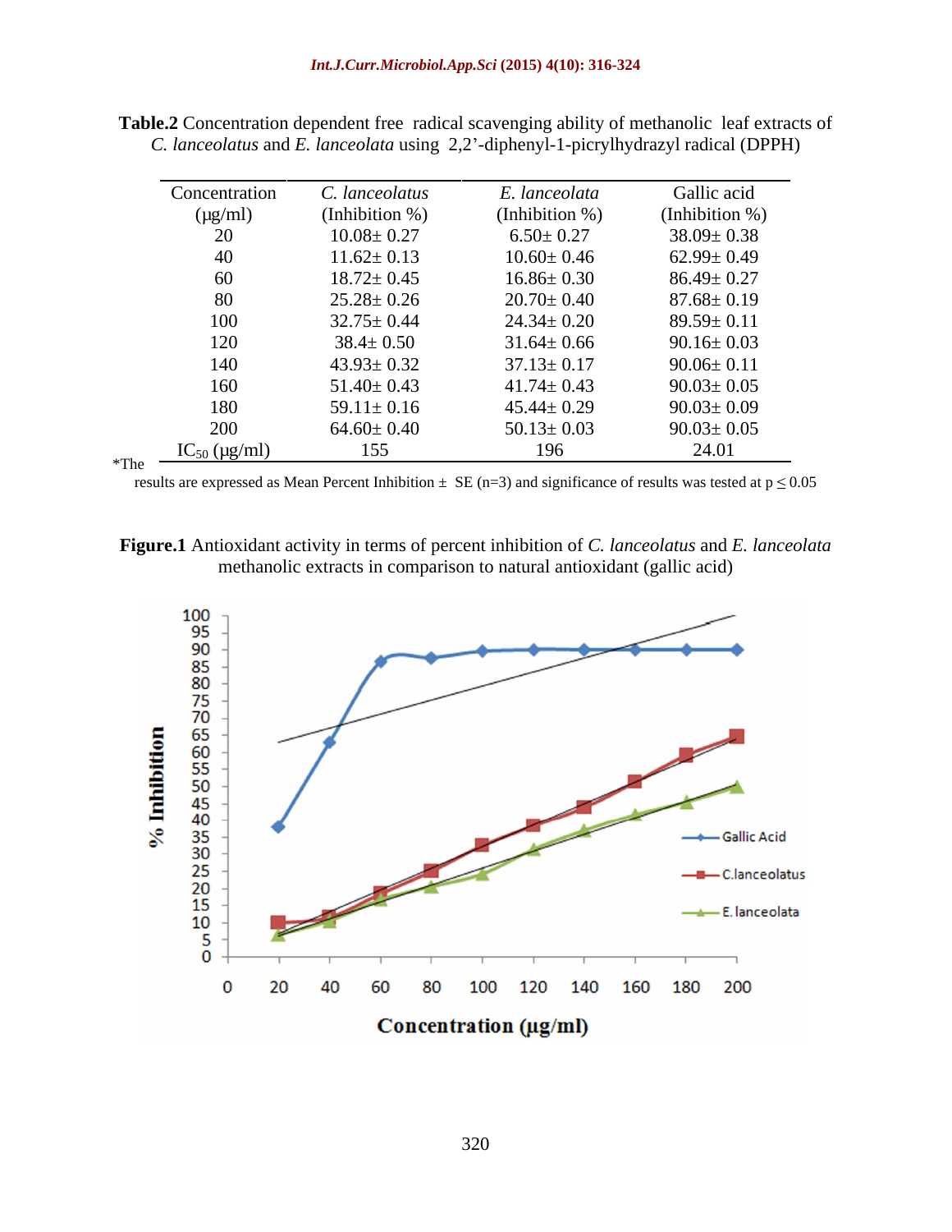**Table.2** Concentration dependent free radical scavenging ability of methanolic leaf extracts of *C. lanceolatus* and *E. lanceolata* using 2,2'-diphenyl-1-picrylhydrazyl radical (DPPH)

| Concentration (μg/ml) | *C. lanceolatus* (Inhibition %) | *E. lanceolata* (Inhibition %) | Gallic acid (Inhibition %) |
|---|---|---|---|
| 20 | 10.08± 0.27 | 6.50± 0.27 | 38.09± 0.38 |
| 40 | 11.62± 0.13 | 10.60± 0.46 | 62.99± 0.49 |
| 60 | 18.72± 0.45 | 16.86± 0.30 | 86.49± 0.27 |
| 80 | 25.28± 0.26 | 20.70± 0.40 | 87.68± 0.19 |
| 100 | 32.75± 0.44 | 24.34± 0.20 | 89.59± 0.11 |
| 120 | 38.4± 0.50 | 31.64± 0.66 | 90.16± 0.03 |
| 140 | 43.93± 0.32 | 37.13± 0.17 | 90.06± 0.11 |
| 160 | 51.40± 0.43 | 41.74± 0.43 | 90.03± 0.05 |
| 180 | 59.11± 0.16 | 45.44± 0.29 | 90.03± 0.09 |
| 200 | 64.60± 0.40 | 50.13± 0.03 | 90.03± 0.05 |
| $IC_{50}$ (μg/ml) | 155 | 196 | 24.01 |

*The results are expressed as Mean Percent Inhibition ± SE (n=3) and significance of results was tested at $p \leq 0.05$

**Figure.1** Antioxidant activity in terms of percent inhibition of *C. lanceolatus* and *E. lanceolata* methanolic extracts in comparison to natural antioxidant (gallic acid)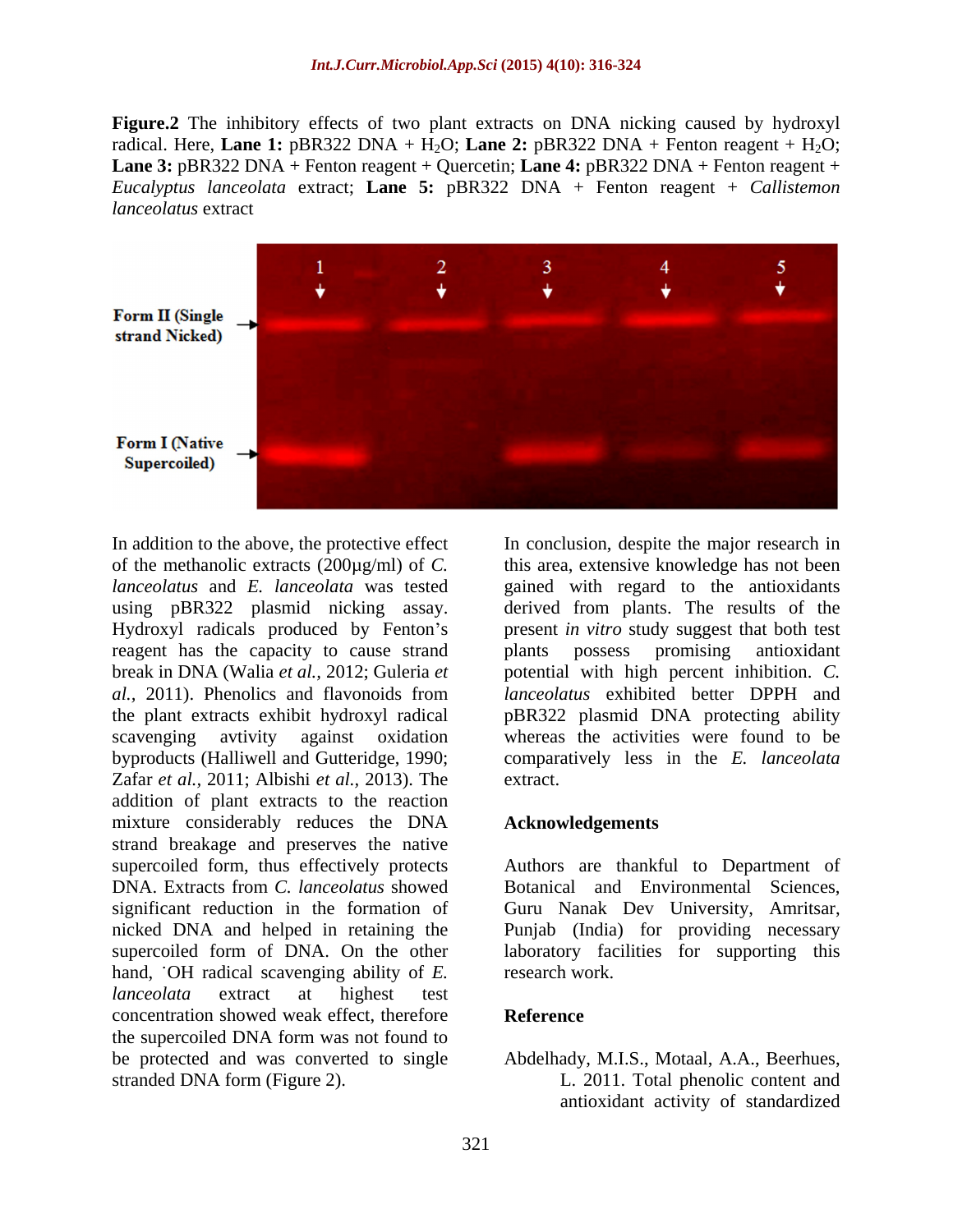**Figure.2** The inhibitory effects of two plant extracts on DNA nicking caused by hydroxyl radical. Here, **Lane 1:** pBR322 DNA + $H_2O$; **Lane 2:** pBR322 DNA + Fenton reagent + $H_2O$; **Lane 3:** pBR322 DNA + Fenton reagent + Quercetin; **Lane 4:** pBR322 DNA + Fenton reagent + *Eucalyptus lanceolata* extract; **Lane 5:** pBR322 DNA + Fenton reagent + *Callistemon lanceolatus* extract

In addition to the above, the protective effect of the methanolic extracts (200µg/ml) of *C. lanceolatus* and *E. lanceolata* was tested using pBR322 plasmid nicking assay. Hydroxyl radicals produced by Fenton's reagent has the capacity to cause strand break in DNA (Walia *et al.,* 2012; Guleria *et al.,* 2011). Phenolics and flavonoids from the plant extracts exhibit hydroxyl radical scavenging avtivity against oxidation byproducts (Halliwell and Gutteridge, 1990; Zafar *et al.,* 2011; Albishi *et al.,* 2013). The addition of plant extracts to the reaction mixture considerably reduces the DNA strand breakage and preserves the native supercoiled form, thus effectively protects DNA. Extracts from *C. lanceolatus* showed significant reduction in the formation of nicked DNA and helped in retaining the supercoiled form of DNA. On the other hand, ˙OH radical scavenging ability of *E. lanceolata* extract at highest test concentration showed weak effect, therefore the supercoiled DNA form was not found to be protected and was converted to single stranded DNA form (Figure 2).

In conclusion, despite the major research in this area, extensive knowledge has not been gained with regard to the antioxidants derived from plants. The results of the present *in vitro* study suggest that both test plants possess promising antioxidant potential with high percent inhibition. *C. lanceolatus* exhibited better DPPH and pBR322 plasmid DNA protecting ability whereas the activities were found to be comparatively less in the *E. lanceolata* extract.

## Acknowledgements

Authors are thankful to Department of Botanical and Environmental Sciences, Guru Nanak Dev University, Amritsar, Punjab (India) for providing necessary laboratory facilities for supporting this research work.

## Reference

Abdelhady, M.I.S., Motaal, A.A., Beerhues, L. 2011. Total phenolic content and antioxidant activity of standardized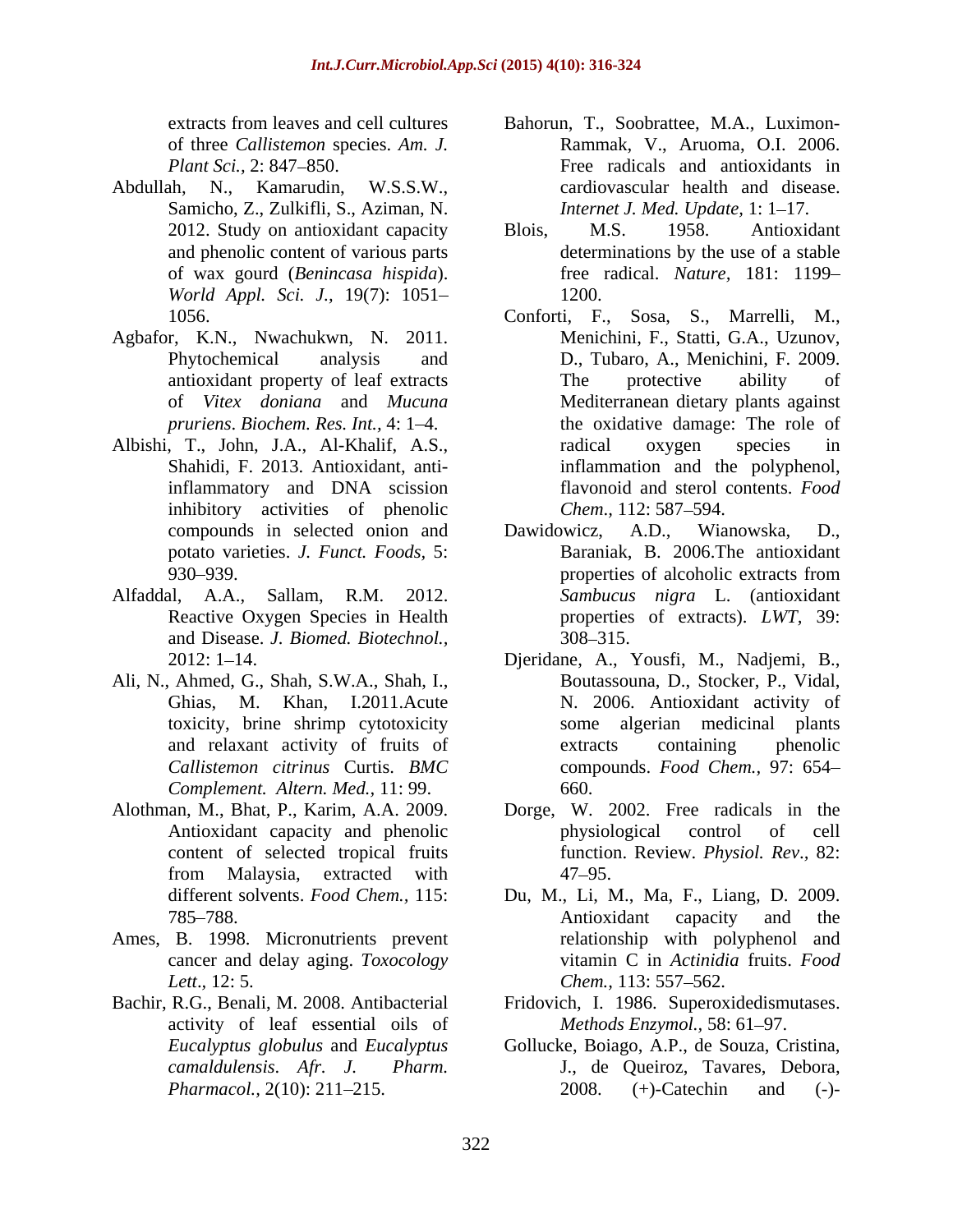extracts from leaves and cell cultures of three *Callistemon* species. *Am. J. Plant Sci.,* 2: 847–850.

Abdullah, N., Kamarudin, W.S.S.W., Samicho, Z., Zulkifli, S., Aziman, N. 2012. Study on antioxidant capacity and phenolic content of various parts of wax gourd (*Benincasa hispida*). *World Appl. Sci. J.,* 19(7): 1051–1056.

Agbafor, K.N., Nwachukwn, N. 2011. Phytochemical analysis and antioxidant property of leaf extracts of *Vitex doniana* and *Mucuna pruriens*. *Biochem. Res. Int.,* 4: 1–4.

Albishi, T., John, J.A., Al-Khalif, A.S., Shahidi, F. 2013. Antioxidant, anti-inflammatory and DNA scission inhibitory activities of phenolic compounds in selected onion and potato varieties. *J. Funct. Foods,* 5: 930–939.

Alfaddal, A.A., Sallam, R.M. 2012. Reactive Oxygen Species in Health and Disease. *J. Biomed. Biotechnol.,* 2012: 1–14.

Ali, N., Ahmed, G., Shah, S.W.A., Shah, I., Ghias, M. Khan, I.2011.Acute toxicity, brine shrimp cytotoxicity and relaxant activity of fruits of *Callistemon citrinus* Curtis. *BMC Complement. Altern. Med.,* 11: 99.

Alothman, M., Bhat, P., Karim, A.A. 2009. Antioxidant capacity and phenolic content of selected tropical fruits from Malaysia, extracted with different solvents. *Food Chem.,* 115: 785–788.

Ames, B. 1998. Micronutrients prevent cancer and delay aging. *Toxocology Lett*., 12: 5.

Bachir, R.G., Benali, M. 2008. Antibacterial activity of leaf essential oils of *Eucalyptus globulus* and *Eucalyptus camaldulensis*. *Afr. J. Pharm. Pharmacol.,* 2(10): 211–215.

Bahorun, T., Soobrattee, M.A., Luximon-Rammak, V., Aruoma, O.I. 2006. Free radicals and antioxidants in cardiovascular health and disease. *Internet J. Med. Update,* 1: 1–17.

Blois, M.S. 1958. Antioxidant determinations by the use of a stable free radical. *Nature,* 181: 1199–1200.

Conforti, F., Sosa, S., Marrelli, M., Menichini, F., Statti, G.A., Uzunov, D., Tubaro, A., Menichini, F. 2009. The protective ability of Mediterranean dietary plants against the oxidative damage: The role of radical oxygen species in inflammation and the polyphenol, flavonoid and sterol contents. *Food Chem*., 112: 587–594.

Dawidowicz, A.D., Wianowska, D., Baraniak, B. 2006.The antioxidant properties of alcoholic extracts from *Sambucus nigra* L. (antioxidant properties of extracts). *LWT,* 39: 308–315.

Djeridane, A., Yousfi, M., Nadjemi, B., Boutassouna, D., Stocker, P., Vidal, N. 2006. Antioxidant activity of some algerian medicinal plants extracts containing phenolic compounds. *Food Chem.,* 97: 654–660.

Dorge, W. 2002. Free radicals in the physiological control of cell function. Review. *Physiol. Rev*., 82: 47–95.

Du, M., Li, M., Ma, F., Liang, D. 2009. Antioxidant capacity and the relationship with polyphenol and vitamin C in *Actinidia* fruits. *Food Chem.,* 113: 557–562.

Fridovich, I. 1986. Superoxidedismutases. *Methods Enzymol.,* 58: 61–97.

Gollucke, Boiago, A.P., de Souza, Cristina, J., de Queiroz, Tavares, Debora, 2008. (+)-Catechin and (-)-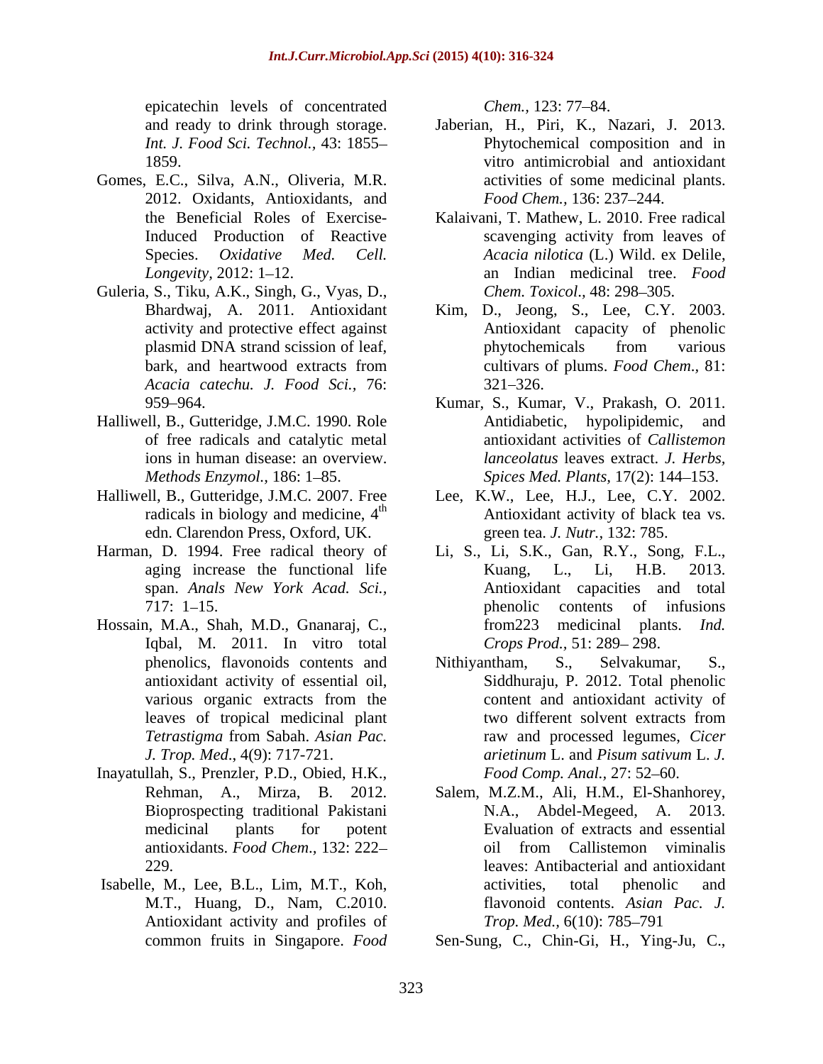epicatechin levels of concentrated and ready to drink through storage. *Int. J. Food Sci. Technol.,* 43: 1855–1859.

Gomes, E.C., Silva, A.N., Oliveria, M.R. 2012. Oxidants, Antioxidants, and the Beneficial Roles of Exercise-Induced Production of Reactive Species. *Oxidative Med. Cell. Longevity,* 2012: 1–12.

Guleria, S., Tiku, A.K., Singh, G., Vyas, D., Bhardwaj, A. 2011. Antioxidant activity and protective effect against plasmid DNA strand scission of leaf, bark, and heartwood extracts from *Acacia catechu. J. Food Sci.,* 76: 959–964.

Halliwell, B., Gutteridge, J.M.C. 1990. Role of free radicals and catalytic metal ions in human disease: an overview. *Methods Enzymol.,* 186: 1–85.

Halliwell, B., Gutteridge, J.M.C. 2007. Free radicals in biology and medicine, 4th edn. Clarendon Press, Oxford, UK.

Harman, D. 1994. Free radical theory of aging increase the functional life span. *Anals New York Acad. Sci.,* 717: 1–15.

Hossain, M.A., Shah, M.D., Gnanaraj, C., Iqbal, M. 2011. In vitro total phenolics, flavonoids contents and antioxidant activity of essential oil, various organic extracts from the leaves of tropical medicinal plant *Tetrastigma* from Sabah. *Asian Pac. J. Trop. Med*., 4(9): 717-721.

Inayatullah, S., Prenzler, P.D., Obied, H.K., Rehman, A., Mirza, B. 2012. Bioprospecting traditional Pakistani medicinal plants for potent antioxidants. *Food Chem.,* 132: 222–229.

Isabelle, M., Lee, B.L., Lim, M.T., Koh, M.T., Huang, D., Nam, C.2010. Antioxidant activity and profiles of common fruits in Singapore. *Food Chem.,* 123: 77–84.

Jaberian, H., Piri, K., Nazari, J. 2013. Phytochemical composition and in vitro antimicrobial and antioxidant activities of some medicinal plants. *Food Chem.,* 136: 237–244.

Kalaivani, T. Mathew, L. 2010. Free radical scavenging activity from leaves of *Acacia nilotica* (L.) Wild. ex Delile, an Indian medicinal tree. *Food Chem. Toxicol.,* 48: 298–305.

Kim, D., Jeong, S., Lee, C.Y. 2003. Antioxidant capacity of phenolic phytochemicals from various cultivars of plums. *Food Chem.,* 81: 321–326.

Kumar, S., Kumar, V., Prakash, O. 2011. Antidiabetic, hypolipidemic, and antioxidant activities of *Callistemon lanceolatus* leaves extract. *J. Herbs, Spices Med. Plants,* 17(2): 144–153.

Lee, K.W., Lee, H.J., Lee, C.Y. 2002. Antioxidant activity of black tea vs. green tea. *J. Nutr.,* 132: 785.

Li, S., Li, S.K., Gan, R.Y., Song, F.L., Kuang, L., Li, H.B. 2013. Antioxidant capacities and total phenolic contents of infusions from223 medicinal plants. *Ind. Crops Prod.,* 51: 289– 298.

Nithiyantham, S., Selvakumar, S., Siddhuraju, P. 2012. Total phenolic content and antioxidant activity of two different solvent extracts from raw and processed legumes, *Cicer arietinum* L. and *Pisum sativum* L. *J. Food Comp. Anal.,* 27: 52–60.

Salem, M.Z.M., Ali, H.M., El-Shanhorey, N.A., Abdel-Megeed, A. 2013. Evaluation of extracts and essential oil from Callistemon viminalis leaves: Antibacterial and antioxidant activities, total phenolic and flavonoid contents. *Asian Pac. J. Trop. Med.,* 6(10): 785–791

Sen-Sung, C., Chin-Gi, H., Ying-Ju, C.,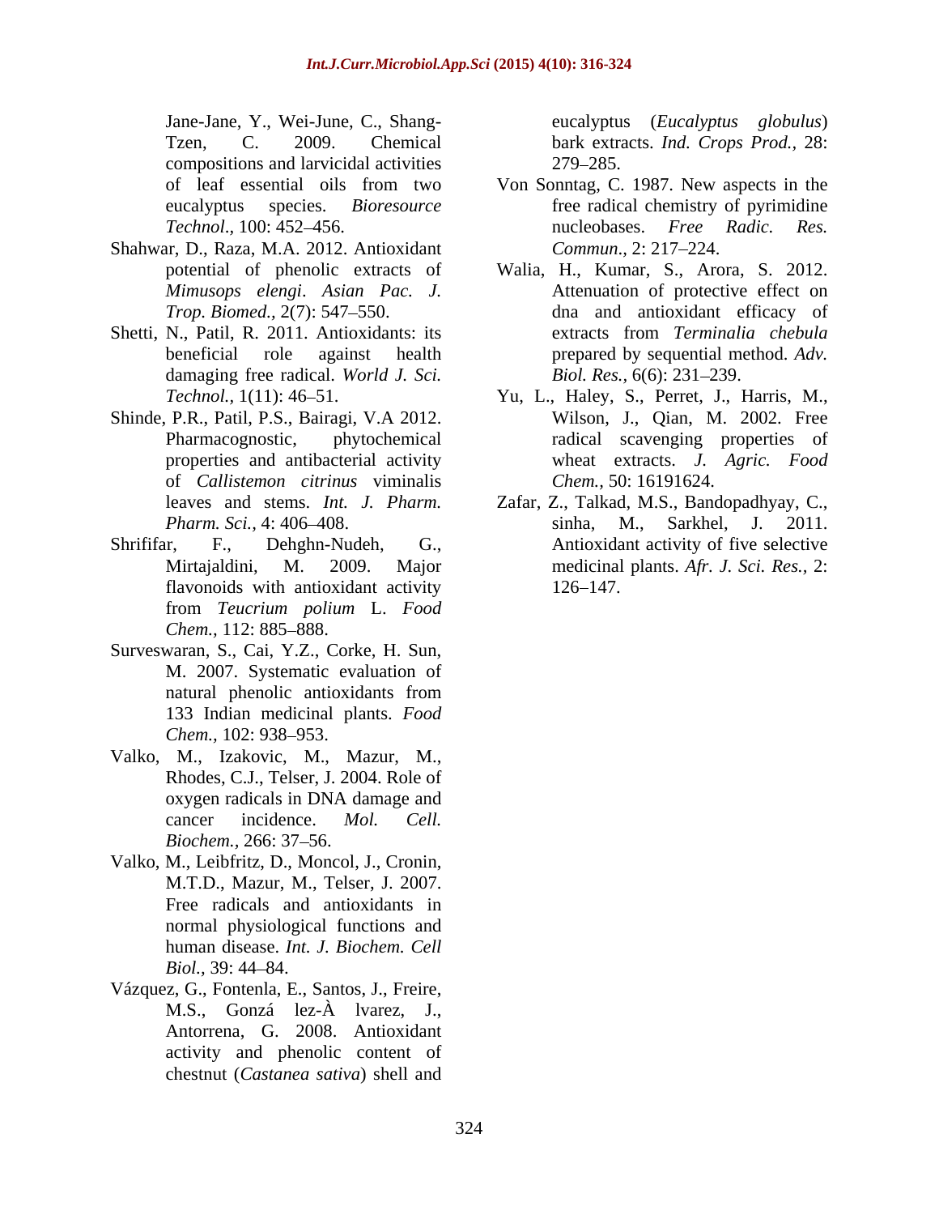Jane-Jane, Y., Wei-June, C., Shang-Tzen, C. 2009. Chemical compositions and larvicidal activities of leaf essential oils from two eucalyptus species. *Bioresource Technol.*, 100: 452–456.

Shahwar, D., Raza, M.A. 2012. Antioxidant potential of phenolic extracts of *Mimusops elengi*. *Asian Pac. J. Trop. Biomed.*, 2(7): 547–550.

Shetti, N., Patil, R. 2011. Antioxidants: its beneficial role against health damaging free radical. *World J. Sci. Technol.*, 1(11): 46–51.

Shinde, P.R., Patil, P.S., Bairagi, V.A 2012. Pharmacognostic, phytochemical properties and antibacterial activity of *Callistemon citrinus* viminalis leaves and stems. *Int. J. Pharm. Pharm. Sci.*, 4: 406–408.

Shrififar, F., Dehghn-Nudeh, G., Mirtajaldini, M. 2009. Major flavonoids with antioxidant activity from *Teucrium polium* L. *Food Chem.*, 112: 885–888.

Surveswaran, S., Cai, Y.Z., Corke, H. Sun, M. 2007. Systematic evaluation of natural phenolic antioxidants from 133 Indian medicinal plants. *Food Chem.*, 102: 938–953.

Valko, M., Izakovic, M., Mazur, M., Rhodes, C.J., Telser, J. 2004. Role of oxygen radicals in DNA damage and cancer incidence. *Mol. Cell. Biochem.*, 266: 37–56.

Valko, M., Leibfritz, D., Moncol, J., Cronin, M.T.D., Mazur, M., Telser, J. 2007. Free radicals and antioxidants in normal physiological functions and human disease. *Int. J. Biochem. Cell Biol.*, 39: 44–84.

Vázquez, G., Fontenla, E., Santos, J., Freire, M.S., Gonzá lez-À lvarez, J., Antorrena, G. 2008. Antioxidant activity and phenolic content of chestnut (*Castanea sativa*) shell and eucalyptus (*Eucalyptus globulus*) bark extracts. *Ind. Crops Prod.*, 28: 279–285.

Von Sonntag, C. 1987. New aspects in the free radical chemistry of pyrimidine nucleobases. *Free Radic. Res. Commun.*, 2: 217–224.

Walia, H., Kumar, S., Arora, S. 2012. Attenuation of protective effect on dna and antioxidant efficacy of extracts from *Terminalia chebula* prepared by sequential method. *Adv. Biol. Res.*, 6(6): 231–239.

Yu, L., Haley, S., Perret, J., Harris, M., Wilson, J., Qian, M. 2002. Free radical scavenging properties of wheat extracts. *J. Agric. Food Chem.*, 50: 16191624.

Zafar, Z., Talkad, M.S., Bandopadhyay, C., sinha, M., Sarkhel, J. 2011. Antioxidant activity of five selective medicinal plants. *Afr. J. Sci. Res.*, 2: 126–147.